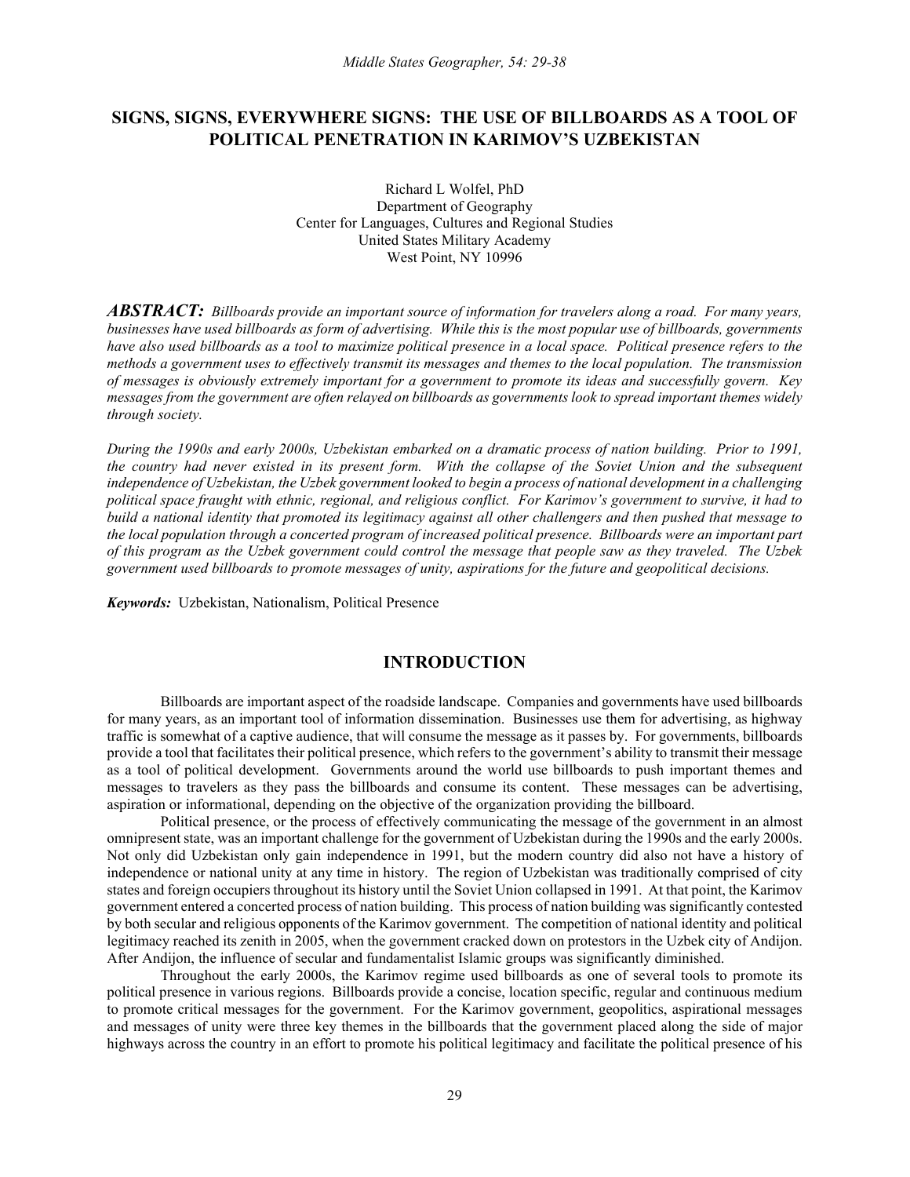# SIGNS, SIGNS, EVERYWHERE SIGNS: THE USE OF BILLBOARDS AS A TOOL OF POLITICAL PENETRATION IN KARIMOV'S UZBEKISTAN

Richard L Wolfel, PhD
Department of Geography
Center for Languages, Cultures and Regional Studies
United States Military Academy
West Point, NY 10996

***ABSTRACT:*** *Billboards provide an important source of information for travelers along a road. For many years, businesses have used billboards as form of advertising. While this is the most popular use of billboards, governments have also used billboards as a tool to maximize political presence in a local space. Political presence refers to the methods a government uses to effectively transmit its messages and themes to the local population. The transmission of messages is obviously extremely important for a government to promote its ideas and successfully govern. Key messages from the government are often relayed on billboards as governments look to spread important themes widely through society.*

*During the 1990s and early 2000s, Uzbekistan embarked on a dramatic process of nation building. Prior to 1991, the country had never existed in its present form. With the collapse of the Soviet Union and the subsequent independence of Uzbekistan, the Uzbek government looked to begin a process of national development in a challenging political space fraught with ethnic, regional, and religious conflict. For Karimov's government to survive, it had to build a national identity that promoted its legitimacy against all other challengers and then pushed that message to the local population through a concerted program of increased political presence. Billboards were an important part of this program as the Uzbek government could control the message that people saw as they traveled. The Uzbek government used billboards to promote messages of unity, aspirations for the future and geopolitical decisions.*

***Keywords:*** Uzbekistan, Nationalism, Political Presence

## INTRODUCTION

Billboards are important aspect of the roadside landscape. Companies and governments have used billboards for many years, as an important tool of information dissemination. Businesses use them for advertising, as highway traffic is somewhat of a captive audience, that will consume the message as it passes by. For governments, billboards provide a tool that facilitates their political presence, which refers to the government's ability to transmit their message as a tool of political development. Governments around the world use billboards to push important themes and messages to travelers as they pass the billboards and consume its content. These messages can be advertising, aspiration or informational, depending on the objective of the organization providing the billboard.

Political presence, or the process of effectively communicating the message of the government in an almost omnipresent state, was an important challenge for the government of Uzbekistan during the 1990s and the early 2000s. Not only did Uzbekistan only gain independence in 1991, but the modern country did also not have a history of independence or national unity at any time in history. The region of Uzbekistan was traditionally comprised of city states and foreign occupiers throughout its history until the Soviet Union collapsed in 1991. At that point, the Karimov government entered a concerted process of nation building. This process of nation building was significantly contested by both secular and religious opponents of the Karimov government. The competition of national identity and political legitimacy reached its zenith in 2005, when the government cracked down on protestors in the Uzbek city of Andijon. After Andijon, the influence of secular and fundamentalist Islamic groups was significantly diminished.

Throughout the early 2000s, the Karimov regime used billboards as one of several tools to promote its political presence in various regions. Billboards provide a concise, location specific, regular and continuous medium to promote critical messages for the government. For the Karimov government, geopolitics, aspirational messages and messages of unity were three key themes in the billboards that the government placed along the side of major highways across the country in an effort to promote his political legitimacy and facilitate the political presence of his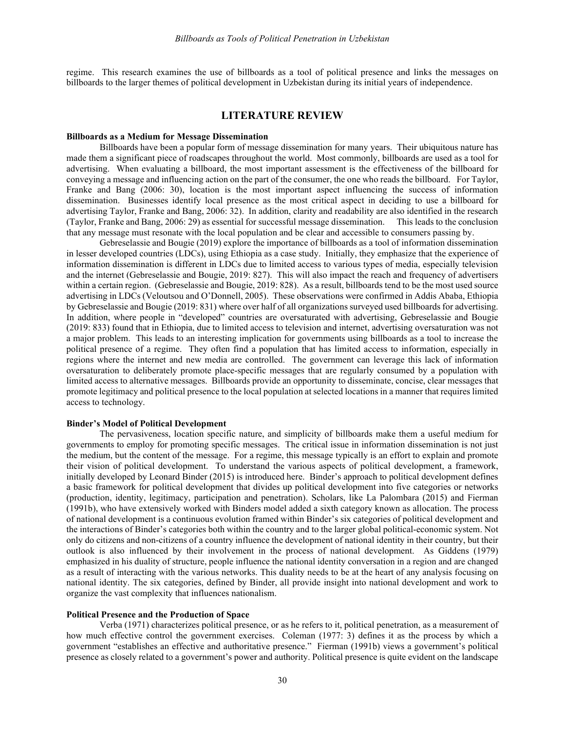regime. This research examines the use of billboards as a tool of political presence and links the messages on billboards to the larger themes of political development in Uzbekistan during its initial years of independence.

## LITERATURE REVIEW

### Billboards as a Medium for Message Dissemination

Billboards have been a popular form of message dissemination for many years. Their ubiquitous nature has made them a significant piece of roadscapes throughout the world. Most commonly, billboards are used as a tool for advertising. When evaluating a billboard, the most important assessment is the effectiveness of the billboard for conveying a message and influencing action on the part of the consumer, the one who reads the billboard. For Taylor, Franke and Bang (2006: 30), location is the most important aspect influencing the success of information dissemination. Businesses identify local presence as the most critical aspect in deciding to use a billboard for advertising Taylor, Franke and Bang, 2006: 32). In addition, clarity and readability are also identified in the research (Taylor, Franke and Bang, 2006: 29) as essential for successful message dissemination. This leads to the conclusion that any message must resonate with the local population and be clear and accessible to consumers passing by.

Gebreselassie and Bougie (2019) explore the importance of billboards as a tool of information dissemination in lesser developed countries (LDCs), using Ethiopia as a case study. Initially, they emphasize that the experience of information dissemination is different in LDCs due to limited access to various types of media, especially television and the internet (Gebreselassie and Bougie, 2019: 827). This will also impact the reach and frequency of advertisers within a certain region. (Gebreselassie and Bougie, 2019: 828). As a result, billboards tend to be the most used source advertising in LDCs (Veloutsou and O'Donnell, 2005). These observations were confirmed in Addis Ababa, Ethiopia by Gebreselassie and Bougie (2019: 831) where over half of all organizations surveyed used billboards for advertising. In addition, where people in "developed" countries are oversaturated with advertising, Gebreselassie and Bougie (2019: 833) found that in Ethiopia, due to limited access to television and internet, advertising oversaturation was not a major problem. This leads to an interesting implication for governments using billboards as a tool to increase the political presence of a regime. They often find a population that has limited access to information, especially in regions where the internet and new media are controlled. The government can leverage this lack of information oversaturation to deliberately promote place-specific messages that are regularly consumed by a population with limited access to alternative messages. Billboards provide an opportunity to disseminate, concise, clear messages that promote legitimacy and political presence to the local population at selected locations in a manner that requires limited access to technology.

### Binder's Model of Political Development

The pervasiveness, location specific nature, and simplicity of billboards make them a useful medium for governments to employ for promoting specific messages. The critical issue in information dissemination is not just the medium, but the content of the message. For a regime, this message typically is an effort to explain and promote their vision of political development. To understand the various aspects of political development, a framework, initially developed by Leonard Binder (2015) is introduced here. Binder's approach to political development defines a basic framework for political development that divides up political development into five categories or networks (production, identity, legitimacy, participation and penetration). Scholars, like La Palombara (2015) and Fierman (1991b), who have extensively worked with Binders model added a sixth category known as allocation. The process of national development is a continuous evolution framed within Binder's six categories of political development and the interactions of Binder's categories both within the country and to the larger global political-economic system. Not only do citizens and non-citizens of a country influence the development of national identity in their country, but their outlook is also influenced by their involvement in the process of national development. As Giddens (1979) emphasized in his duality of structure, people influence the national identity conversation in a region and are changed as a result of interacting with the various networks. This duality needs to be at the heart of any analysis focusing on national identity. The six categories, defined by Binder, all provide insight into national development and work to organize the vast complexity that influences nationalism.

### Political Presence and the Production of Space

Verba (1971) characterizes political presence, or as he refers to it, political penetration, as a measurement of how much effective control the government exercises. Coleman (1977: 3) defines it as the process by which a government "establishes an effective and authoritative presence." Fierman (1991b) views a government's political presence as closely related to a government's power and authority. Political presence is quite evident on the landscape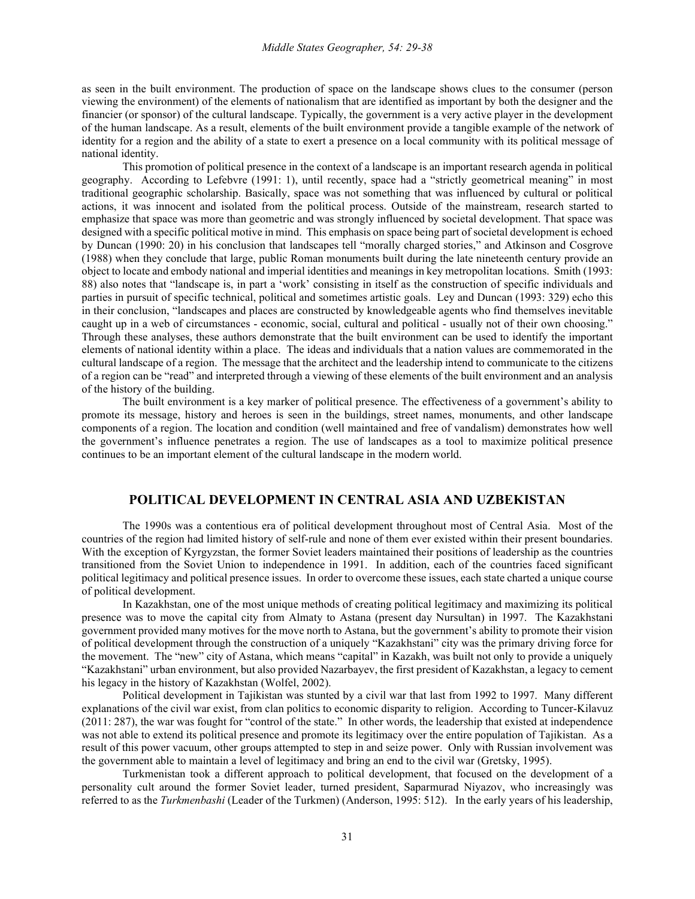as seen in the built environment. The production of space on the landscape shows clues to the consumer (person viewing the environment) of the elements of nationalism that are identified as important by both the designer and the financier (or sponsor) of the cultural landscape. Typically, the government is a very active player in the development of the human landscape. As a result, elements of the built environment provide a tangible example of the network of identity for a region and the ability of a state to exert a presence on a local community with its political message of national identity.

This promotion of political presence in the context of a landscape is an important research agenda in political geography. According to Lefebvre (1991: 1), until recently, space had a "strictly geometrical meaning" in most traditional geographic scholarship. Basically, space was not something that was influenced by cultural or political actions, it was innocent and isolated from the political process. Outside of the mainstream, research started to emphasize that space was more than geometric and was strongly influenced by societal development. That space was designed with a specific political motive in mind. This emphasis on space being part of societal development is echoed by Duncan (1990: 20) in his conclusion that landscapes tell "morally charged stories," and Atkinson and Cosgrove (1988) when they conclude that large, public Roman monuments built during the late nineteenth century provide an object to locate and embody national and imperial identities and meanings in key metropolitan locations. Smith (1993: 88) also notes that "landscape is, in part a 'work' consisting in itself as the construction of specific individuals and parties in pursuit of specific technical, political and sometimes artistic goals. Ley and Duncan (1993: 329) echo this in their conclusion, "landscapes and places are constructed by knowledgeable agents who find themselves inevitable caught up in a web of circumstances - economic, social, cultural and political - usually not of their own choosing." Through these analyses, these authors demonstrate that the built environment can be used to identify the important elements of national identity within a place. The ideas and individuals that a nation values are commemorated in the cultural landscape of a region. The message that the architect and the leadership intend to communicate to the citizens of a region can be "read" and interpreted through a viewing of these elements of the built environment and an analysis of the history of the building.

The built environment is a key marker of political presence. The effectiveness of a government's ability to promote its message, history and heroes is seen in the buildings, street names, monuments, and other landscape components of a region. The location and condition (well maintained and free of vandalism) demonstrates how well the government's influence penetrates a region. The use of landscapes as a tool to maximize political presence continues to be an important element of the cultural landscape in the modern world.

## POLITICAL DEVELOPMENT IN CENTRAL ASIA AND UZBEKISTAN

The 1990s was a contentious era of political development throughout most of Central Asia. Most of the countries of the region had limited history of self-rule and none of them ever existed within their present boundaries. With the exception of Kyrgyzstan, the former Soviet leaders maintained their positions of leadership as the countries transitioned from the Soviet Union to independence in 1991. In addition, each of the countries faced significant political legitimacy and political presence issues. In order to overcome these issues, each state charted a unique course of political development.

In Kazakhstan, one of the most unique methods of creating political legitimacy and maximizing its political presence was to move the capital city from Almaty to Astana (present day Nursultan) in 1997. The Kazakhstani government provided many motives for the move north to Astana, but the government's ability to promote their vision of political development through the construction of a uniquely "Kazakhstani" city was the primary driving force for the movement. The "new" city of Astana, which means "capital" in Kazakh, was built not only to provide a uniquely "Kazakhstani" urban environment, but also provided Nazarbayev, the first president of Kazakhstan, a legacy to cement his legacy in the history of Kazakhstan (Wolfel, 2002).

Political development in Tajikistan was stunted by a civil war that last from 1992 to 1997. Many different explanations of the civil war exist, from clan politics to economic disparity to religion. According to Tuncer-Kilavuz (2011: 287), the war was fought for "control of the state." In other words, the leadership that existed at independence was not able to extend its political presence and promote its legitimacy over the entire population of Tajikistan. As a result of this power vacuum, other groups attempted to step in and seize power. Only with Russian involvement was the government able to maintain a level of legitimacy and bring an end to the civil war (Gretsky, 1995).

Turkmenistan took a different approach to political development, that focused on the development of a personality cult around the former Soviet leader, turned president, Saparmurad Niyazov, who increasingly was referred to as the *Turkmenbashi* (Leader of the Turkmen) (Anderson, 1995: 512). In the early years of his leadership,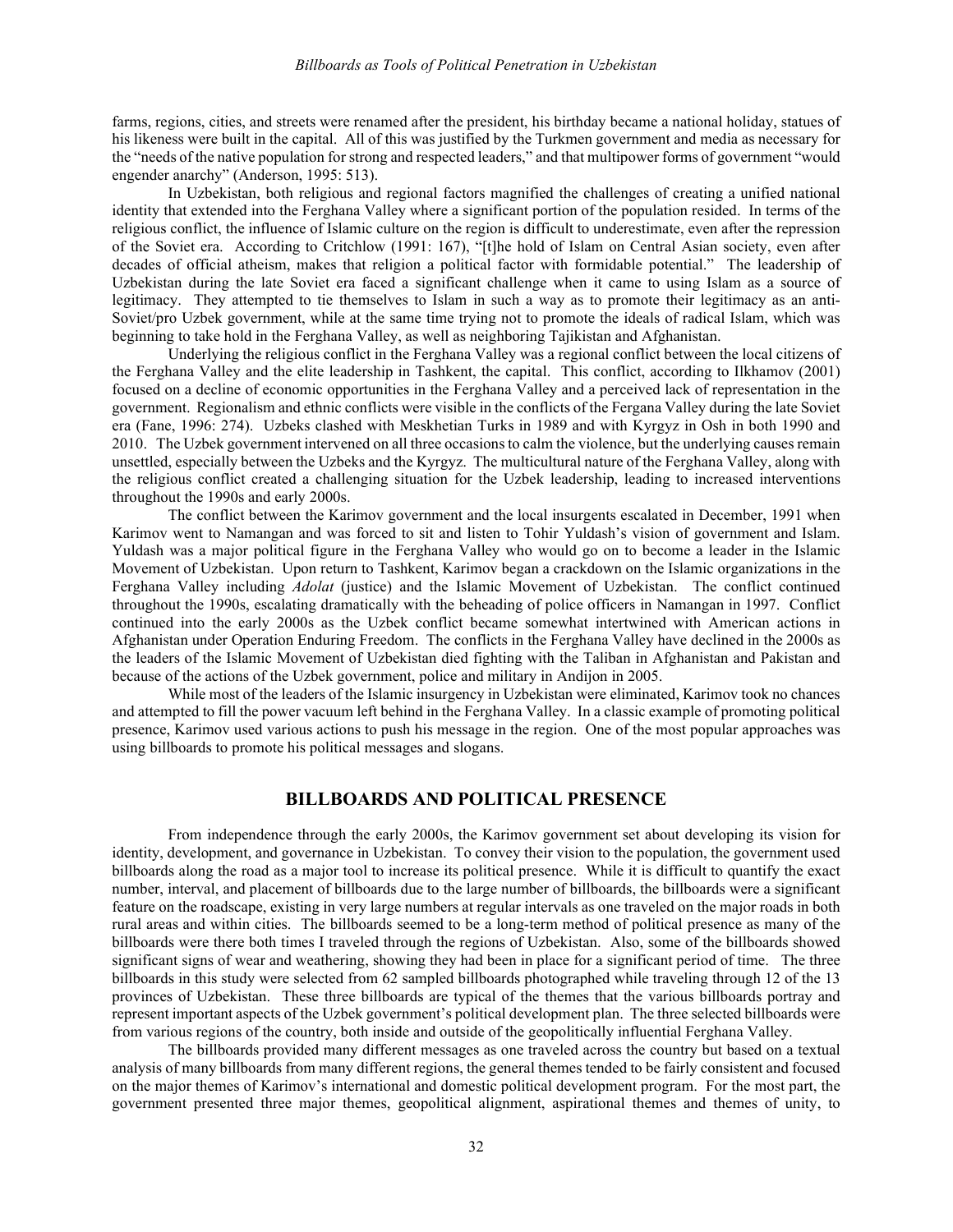farms, regions, cities, and streets were renamed after the president, his birthday became a national holiday, statues of his likeness were built in the capital. All of this was justified by the Turkmen government and media as necessary for the "needs of the native population for strong and respected leaders," and that multipower forms of government "would engender anarchy" (Anderson, 1995: 513).

In Uzbekistan, both religious and regional factors magnified the challenges of creating a unified national identity that extended into the Ferghana Valley where a significant portion of the population resided. In terms of the religious conflict, the influence of Islamic culture on the region is difficult to underestimate, even after the repression of the Soviet era. According to Critchlow (1991: 167), "[t]he hold of Islam on Central Asian society, even after decades of official atheism, makes that religion a political factor with formidable potential." The leadership of Uzbekistan during the late Soviet era faced a significant challenge when it came to using Islam as a source of legitimacy. They attempted to tie themselves to Islam in such a way as to promote their legitimacy as an anti-Soviet/pro Uzbek government, while at the same time trying not to promote the ideals of radical Islam, which was beginning to take hold in the Ferghana Valley, as well as neighboring Tajikistan and Afghanistan.

Underlying the religious conflict in the Ferghana Valley was a regional conflict between the local citizens of the Ferghana Valley and the elite leadership in Tashkent, the capital. This conflict, according to Ilkhamov (2001) focused on a decline of economic opportunities in the Ferghana Valley and a perceived lack of representation in the government. Regionalism and ethnic conflicts were visible in the conflicts of the Fergana Valley during the late Soviet era (Fane, 1996: 274). Uzbeks clashed with Meskhetian Turks in 1989 and with Kyrgyz in Osh in both 1990 and 2010. The Uzbek government intervened on all three occasions to calm the violence, but the underlying causes remain unsettled, especially between the Uzbeks and the Kyrgyz. The multicultural nature of the Ferghana Valley, along with the religious conflict created a challenging situation for the Uzbek leadership, leading to increased interventions throughout the 1990s and early 2000s.

The conflict between the Karimov government and the local insurgents escalated in December, 1991 when Karimov went to Namangan and was forced to sit and listen to Tohir Yuldash's vision of government and Islam. Yuldash was a major political figure in the Ferghana Valley who would go on to become a leader in the Islamic Movement of Uzbekistan. Upon return to Tashkent, Karimov began a crackdown on the Islamic organizations in the Ferghana Valley including *Adolat* (justice) and the Islamic Movement of Uzbekistan. The conflict continued throughout the 1990s, escalating dramatically with the beheading of police officers in Namangan in 1997. Conflict continued into the early 2000s as the Uzbek conflict became somewhat intertwined with American actions in Afghanistan under Operation Enduring Freedom. The conflicts in the Ferghana Valley have declined in the 2000s as the leaders of the Islamic Movement of Uzbekistan died fighting with the Taliban in Afghanistan and Pakistan and because of the actions of the Uzbek government, police and military in Andijon in 2005.

While most of the leaders of the Islamic insurgency in Uzbekistan were eliminated, Karimov took no chances and attempted to fill the power vacuum left behind in the Ferghana Valley. In a classic example of promoting political presence, Karimov used various actions to push his message in the region. One of the most popular approaches was using billboards to promote his political messages and slogans.

## BILLBOARDS AND POLITICAL PRESENCE

From independence through the early 2000s, the Karimov government set about developing its vision for identity, development, and governance in Uzbekistan. To convey their vision to the population, the government used billboards along the road as a major tool to increase its political presence. While it is difficult to quantify the exact number, interval, and placement of billboards due to the large number of billboards, the billboards were a significant feature on the roadscape, existing in very large numbers at regular intervals as one traveled on the major roads in both rural areas and within cities. The billboards seemed to be a long-term method of political presence as many of the billboards were there both times I traveled through the regions of Uzbekistan. Also, some of the billboards showed significant signs of wear and weathering, showing they had been in place for a significant period of time. The three billboards in this study were selected from 62 sampled billboards photographed while traveling through 12 of the 13 provinces of Uzbekistan. These three billboards are typical of the themes that the various billboards portray and represent important aspects of the Uzbek government's political development plan. The three selected billboards were from various regions of the country, both inside and outside of the geopolitically influential Ferghana Valley.

The billboards provided many different messages as one traveled across the country but based on a textual analysis of many billboards from many different regions, the general themes tended to be fairly consistent and focused on the major themes of Karimov's international and domestic political development program. For the most part, the government presented three major themes, geopolitical alignment, aspirational themes and themes of unity, to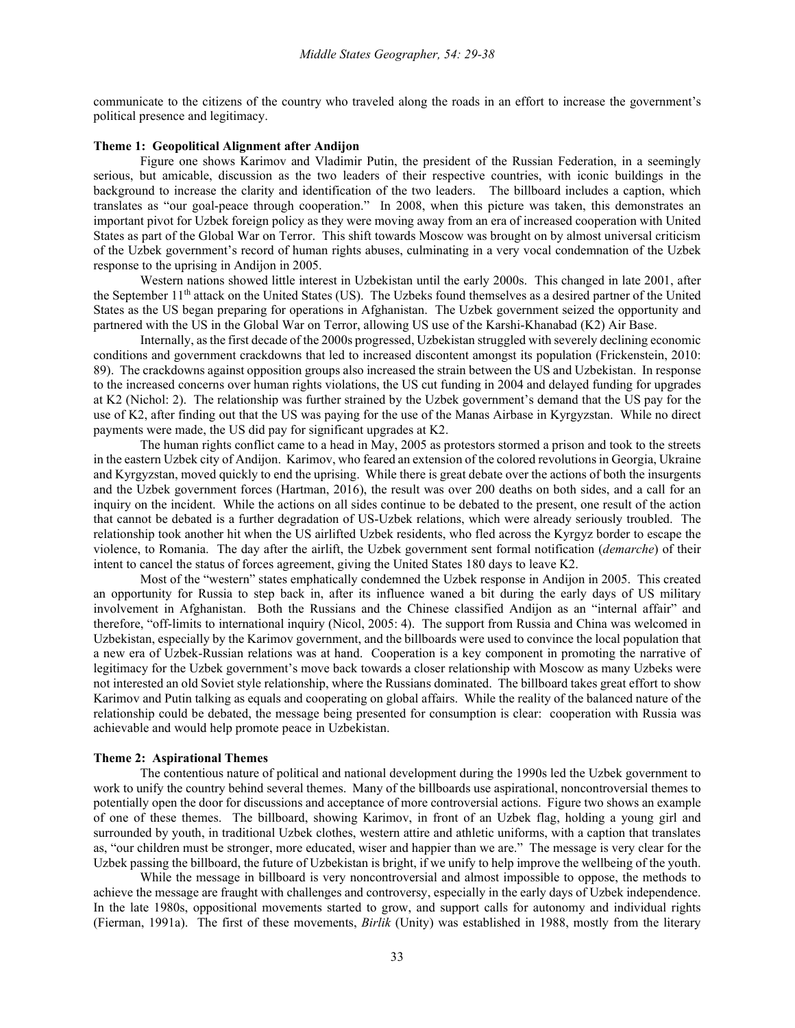communicate to the citizens of the country who traveled along the roads in an effort to increase the government's political presence and legitimacy.

**Theme 1: Geopolitical Alignment after Andijon**

Figure one shows Karimov and Vladimir Putin, the president of the Russian Federation, in a seemingly serious, but amicable, discussion as the two leaders of their respective countries, with iconic buildings in the background to increase the clarity and identification of the two leaders. The billboard includes a caption, which translates as "our goal-peace through cooperation." In 2008, when this picture was taken, this demonstrates an important pivot for Uzbek foreign policy as they were moving away from an era of increased cooperation with United States as part of the Global War on Terror. This shift towards Moscow was brought on by almost universal criticism of the Uzbek government's record of human rights abuses, culminating in a very vocal condemnation of the Uzbek response to the uprising in Andijon in 2005.

Western nations showed little interest in Uzbekistan until the early 2000s. This changed in late 2001, after the September 11th attack on the United States (US). The Uzbeks found themselves as a desired partner of the United States as the US began preparing for operations in Afghanistan. The Uzbek government seized the opportunity and partnered with the US in the Global War on Terror, allowing US use of the Karshi-Khanabad (K2) Air Base.

Internally, as the first decade of the 2000s progressed, Uzbekistan struggled with severely declining economic conditions and government crackdowns that led to increased discontent amongst its population (Frickenstein, 2010: 89). The crackdowns against opposition groups also increased the strain between the US and Uzbekistan. In response to the increased concerns over human rights violations, the US cut funding in 2004 and delayed funding for upgrades at K2 (Nichol: 2). The relationship was further strained by the Uzbek government's demand that the US pay for the use of K2, after finding out that the US was paying for the use of the Manas Airbase in Kyrgyzstan. While no direct payments were made, the US did pay for significant upgrades at K2.

The human rights conflict came to a head in May, 2005 as protestors stormed a prison and took to the streets in the eastern Uzbek city of Andijon. Karimov, who feared an extension of the colored revolutions in Georgia, Ukraine and Kyrgyzstan, moved quickly to end the uprising. While there is great debate over the actions of both the insurgents and the Uzbek government forces (Hartman, 2016), the result was over 200 deaths on both sides, and a call for an inquiry on the incident. While the actions on all sides continue to be debated to the present, one result of the action that cannot be debated is a further degradation of US-Uzbek relations, which were already seriously troubled. The relationship took another hit when the US airlifted Uzbek residents, who fled across the Kyrgyz border to escape the violence, to Romania. The day after the airlift, the Uzbek government sent formal notification (*demarche*) of their intent to cancel the status of forces agreement, giving the United States 180 days to leave K2.

Most of the "western" states emphatically condemned the Uzbek response in Andijon in 2005. This created an opportunity for Russia to step back in, after its influence waned a bit during the early days of US military involvement in Afghanistan. Both the Russians and the Chinese classified Andijon as an "internal affair" and therefore, "off-limits to international inquiry (Nicol, 2005: 4). The support from Russia and China was welcomed in Uzbekistan, especially by the Karimov government, and the billboards were used to convince the local population that a new era of Uzbek-Russian relations was at hand. Cooperation is a key component in promoting the narrative of legitimacy for the Uzbek government's move back towards a closer relationship with Moscow as many Uzbeks were not interested an old Soviet style relationship, where the Russians dominated. The billboard takes great effort to show Karimov and Putin talking as equals and cooperating on global affairs. While the reality of the balanced nature of the relationship could be debated, the message being presented for consumption is clear: cooperation with Russia was achievable and would help promote peace in Uzbekistan.

**Theme 2: Aspirational Themes**

The contentious nature of political and national development during the 1990s led the Uzbek government to work to unify the country behind several themes. Many of the billboards use aspirational, noncontroversial themes to potentially open the door for discussions and acceptance of more controversial actions. Figure two shows an example of one of these themes. The billboard, showing Karimov, in front of an Uzbek flag, holding a young girl and surrounded by youth, in traditional Uzbek clothes, western attire and athletic uniforms, with a caption that translates as, "our children must be stronger, more educated, wiser and happier than we are." The message is very clear for the Uzbek passing the billboard, the future of Uzbekistan is bright, if we unify to help improve the wellbeing of the youth.

While the message in billboard is very noncontroversial and almost impossible to oppose, the methods to achieve the message are fraught with challenges and controversy, especially in the early days of Uzbek independence. In the late 1980s, oppositional movements started to grow, and support calls for autonomy and individual rights (Fierman, 1991a). The first of these movements, *Birlik* (Unity) was established in 1988, mostly from the literary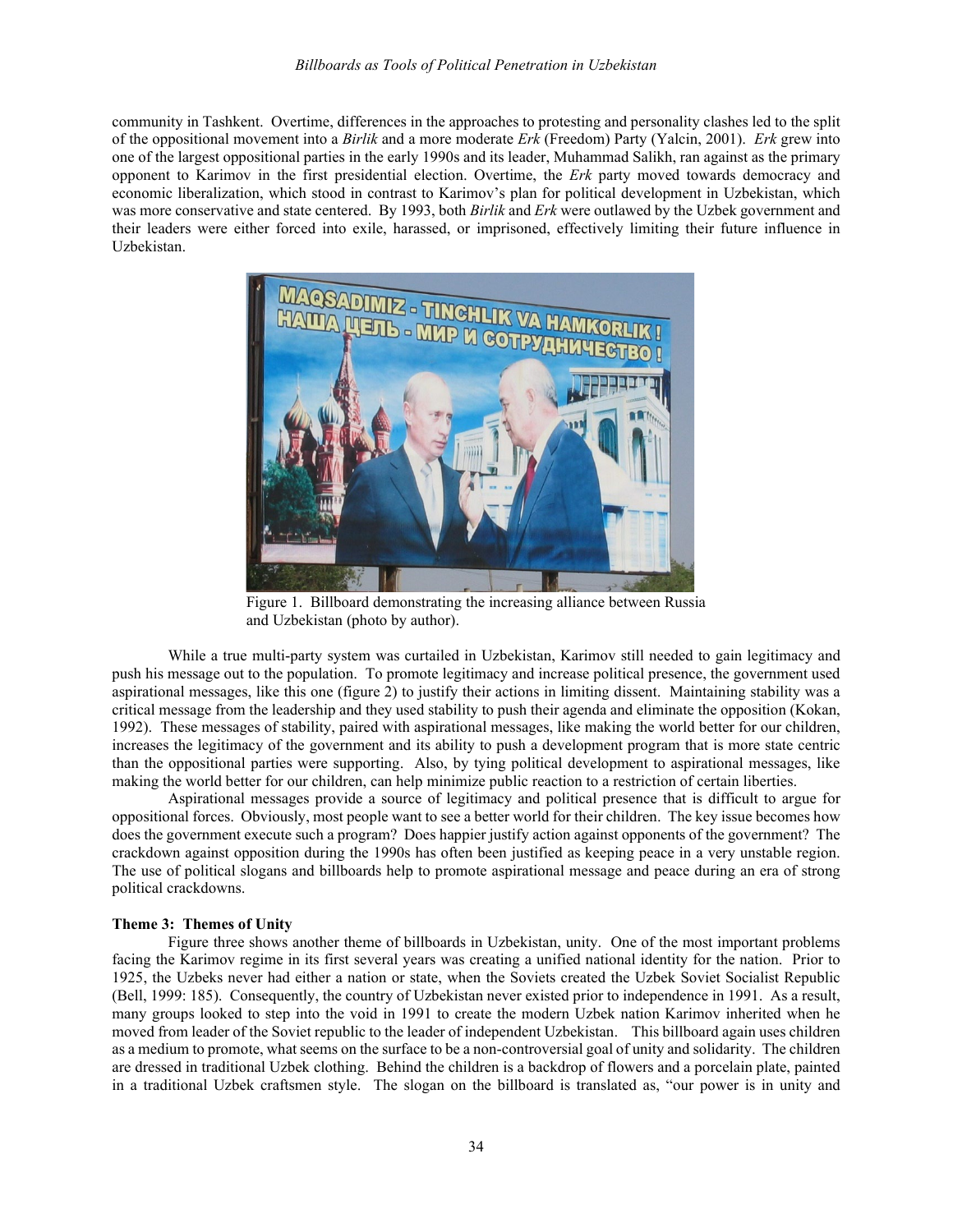community in Tashkent. Overtime, differences in the approaches to protesting and personality clashes led to the split of the oppositional movement into a *Birlik* and a more moderate *Erk* (Freedom) Party (Yalcin, 2001). *Erk* grew into one of the largest oppositional parties in the early 1990s and its leader, Muhammad Salikh, ran against as the primary opponent to Karimov in the first presidential election. Overtime, the *Erk* party moved towards democracy and economic liberalization, which stood in contrast to Karimov's plan for political development in Uzbekistan, which was more conservative and state centered. By 1993, both *Birlik* and *Erk* were outlawed by the Uzbek government and their leaders were either forced into exile, harassed, or imprisoned, effectively limiting their future influence in Uzbekistan.

Figure 1. Billboard demonstrating the increasing alliance between Russia and Uzbekistan (photo by author).

While a true multi-party system was curtailed in Uzbekistan, Karimov still needed to gain legitimacy and push his message out to the population. To promote legitimacy and increase political presence, the government used aspirational messages, like this one (figure 2) to justify their actions in limiting dissent. Maintaining stability was a critical message from the leadership and they used stability to push their agenda and eliminate the opposition (Kokan, 1992). These messages of stability, paired with aspirational messages, like making the world better for our children, increases the legitimacy of the government and its ability to push a development program that is more state centric than the oppositional parties were supporting. Also, by tying political development to aspirational messages, like making the world better for our children, can help minimize public reaction to a restriction of certain liberties.

Aspirational messages provide a source of legitimacy and political presence that is difficult to argue for oppositional forces. Obviously, most people want to see a better world for their children. The key issue becomes how does the government execute such a program? Does happier justify action against opponents of the government? The crackdown against opposition during the 1990s has often been justified as keeping peace in a very unstable region. The use of political slogans and billboards help to promote aspirational message and peace during an era of strong political crackdowns.

**Theme 3: Themes of Unity**

Figure three shows another theme of billboards in Uzbekistan, unity. One of the most important problems facing the Karimov regime in its first several years was creating a unified national identity for the nation. Prior to 1925, the Uzbeks never had either a nation or state, when the Soviets created the Uzbek Soviet Socialist Republic (Bell, 1999: 185). Consequently, the country of Uzbekistan never existed prior to independence in 1991. As a result, many groups looked to step into the void in 1991 to create the modern Uzbek nation Karimov inherited when he moved from leader of the Soviet republic to the leader of independent Uzbekistan. This billboard again uses children as a medium to promote, what seems on the surface to be a non-controversial goal of unity and solidarity. The children are dressed in traditional Uzbek clothing. Behind the children is a backdrop of flowers and a porcelain plate, painted in a traditional Uzbek craftsmen style. The slogan on the billboard is translated as, "our power is in unity and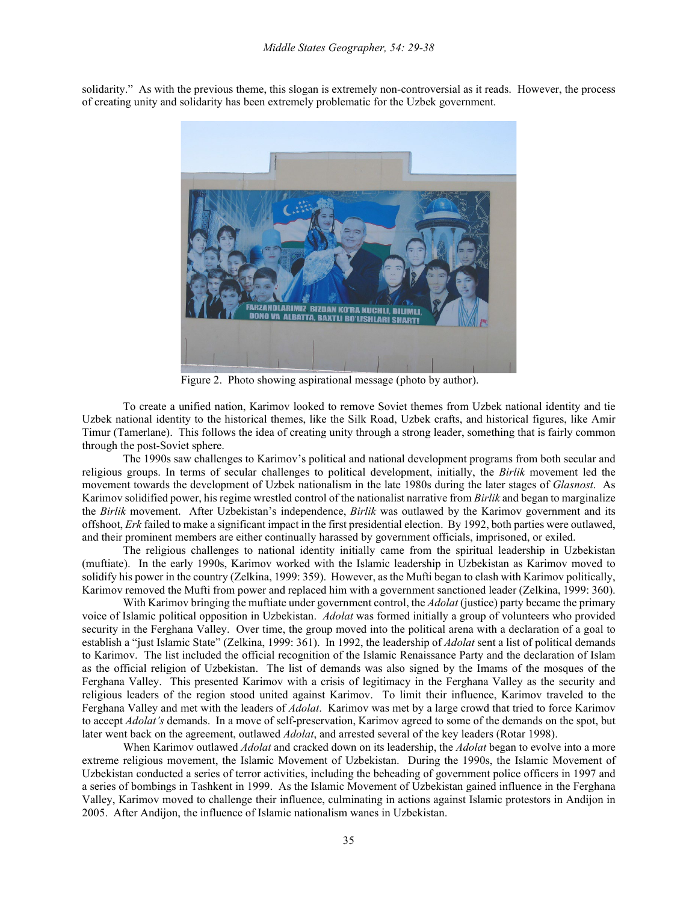solidarity." As with the previous theme, this slogan is extremely non-controversial as it reads. However, the process of creating unity and solidarity has been extremely problematic for the Uzbek government.

Figure 2. Photo showing aspirational message (photo by author).

To create a unified nation, Karimov looked to remove Soviet themes from Uzbek national identity and tie Uzbek national identity to the historical themes, like the Silk Road, Uzbek crafts, and historical figures, like Amir Timur (Tamerlane). This follows the idea of creating unity through a strong leader, something that is fairly common through the post-Soviet sphere.

The 1990s saw challenges to Karimov's political and national development programs from both secular and religious groups. In terms of secular challenges to political development, initially, the *Birlik* movement led the movement towards the development of Uzbek nationalism in the late 1980s during the later stages of *Glasnost*. As Karimov solidified power, his regime wrestled control of the nationalist narrative from *Birlik* and began to marginalize the *Birlik* movement. After Uzbekistan's independence, *Birlik* was outlawed by the Karimov government and its offshoot, *Erk* failed to make a significant impact in the first presidential election. By 1992, both parties were outlawed, and their prominent members are either continually harassed by government officials, imprisoned, or exiled.

The religious challenges to national identity initially came from the spiritual leadership in Uzbekistan (muftiate). In the early 1990s, Karimov worked with the Islamic leadership in Uzbekistan as Karimov moved to solidify his power in the country (Zelkina, 1999: 359). However, as the Mufti began to clash with Karimov politically, Karimov removed the Mufti from power and replaced him with a government sanctioned leader (Zelkina, 1999: 360).

With Karimov bringing the muftiate under government control, the *Adolat* (justice) party became the primary voice of Islamic political opposition in Uzbekistan. *Adolat* was formed initially a group of volunteers who provided security in the Ferghana Valley. Over time, the group moved into the political arena with a declaration of a goal to establish a "just Islamic State" (Zelkina, 1999: 361). In 1992, the leadership of *Adolat* sent a list of political demands to Karimov. The list included the official recognition of the Islamic Renaissance Party and the declaration of Islam as the official religion of Uzbekistan. The list of demands was also signed by the Imams of the mosques of the Ferghana Valley. This presented Karimov with a crisis of legitimacy in the Ferghana Valley as the security and religious leaders of the region stood united against Karimov. To limit their influence, Karimov traveled to the Ferghana Valley and met with the leaders of *Adolat*. Karimov was met by a large crowd that tried to force Karimov to accept *Adolat's* demands. In a move of self-preservation, Karimov agreed to some of the demands on the spot, but later went back on the agreement, outlawed *Adolat*, and arrested several of the key leaders (Rotar 1998).

When Karimov outlawed *Adolat* and cracked down on its leadership, the *Adolat* began to evolve into a more extreme religious movement, the Islamic Movement of Uzbekistan. During the 1990s, the Islamic Movement of Uzbekistan conducted a series of terror activities, including the beheading of government police officers in 1997 and a series of bombings in Tashkent in 1999. As the Islamic Movement of Uzbekistan gained influence in the Ferghana Valley, Karimov moved to challenge their influence, culminating in actions against Islamic protestors in Andijon in 2005. After Andijon, the influence of Islamic nationalism wanes in Uzbekistan.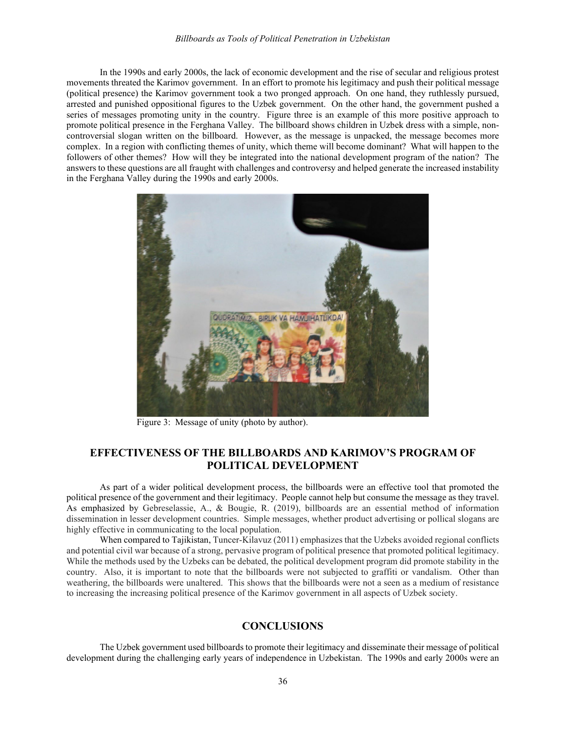In the 1990s and early 2000s, the lack of economic development and the rise of secular and religious protest movements threated the Karimov government. In an effort to promote his legitimacy and push their political message (political presence) the Karimov government took a two pronged approach. On one hand, they ruthlessly pursued, arrested and punished oppositional figures to the Uzbek government. On the other hand, the government pushed a series of messages promoting unity in the country. Figure three is an example of this more positive approach to promote political presence in the Ferghana Valley. The billboard shows children in Uzbek dress with a simple, non-controversial slogan written on the billboard. However, as the message is unpacked, the message becomes more complex. In a region with conflicting themes of unity, which theme will become dominant? What will happen to the followers of other themes? How will they be integrated into the national development program of the nation? The answers to these questions are all fraught with challenges and controversy and helped generate the increased instability in the Ferghana Valley during the 1990s and early 2000s.

Figure 3: Message of unity (photo by author).

## EFFECTIVENESS OF THE BILLBOARDS AND KARIMOV'S PROGRAM OF POLITICAL DEVELOPMENT

As part of a wider political development process, the billboards were an effective tool that promoted the political presence of the government and their legitimacy. People cannot help but consume the message as they travel. As emphasized by Gebreselassie, A., & Bougie, R. (2019), billboards are an essential method of information dissemination in lesser development countries. Simple messages, whether product advertising or pollical slogans are highly effective in communicating to the local population.

When compared to Tajikistan, Tuncer-Kilavuz (2011) emphasizes that the Uzbeks avoided regional conflicts and potential civil war because of a strong, pervasive program of political presence that promoted political legitimacy. While the methods used by the Uzbeks can be debated, the political development program did promote stability in the country. Also, it is important to note that the billboards were not subjected to graffiti or vandalism. Other than weathering, the billboards were unaltered. This shows that the billboards were not a seen as a medium of resistance to increasing the increasing political presence of the Karimov government in all aspects of Uzbek society.

## CONCLUSIONS

The Uzbek government used billboards to promote their legitimacy and disseminate their message of political development during the challenging early years of independence in Uzbekistan. The 1990s and early 2000s were an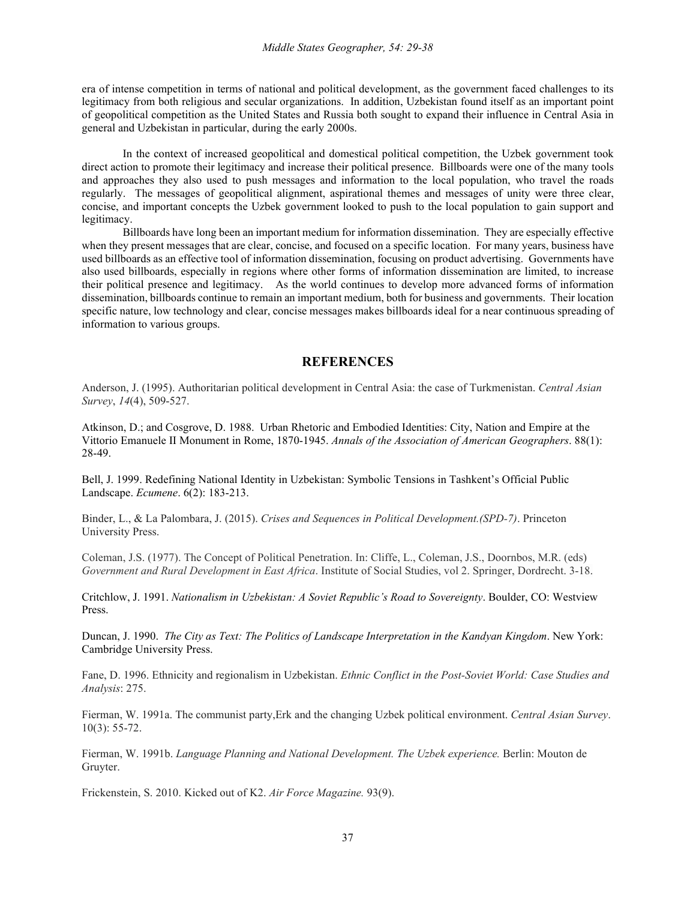era of intense competition in terms of national and political development, as the government faced challenges to its legitimacy from both religious and secular organizations. In addition, Uzbekistan found itself as an important point of geopolitical competition as the United States and Russia both sought to expand their influence in Central Asia in general and Uzbekistan in particular, during the early 2000s.

In the context of increased geopolitical and domestical political competition, the Uzbek government took direct action to promote their legitimacy and increase their political presence. Billboards were one of the many tools and approaches they also used to push messages and information to the local population, who travel the roads regularly. The messages of geopolitical alignment, aspirational themes and messages of unity were three clear, concise, and important concepts the Uzbek government looked to push to the local population to gain support and legitimacy.

Billboards have long been an important medium for information dissemination. They are especially effective when they present messages that are clear, concise, and focused on a specific location. For many years, business have used billboards as an effective tool of information dissemination, focusing on product advertising. Governments have also used billboards, especially in regions where other forms of information dissemination are limited, to increase their political presence and legitimacy. As the world continues to develop more advanced forms of information dissemination, billboards continue to remain an important medium, both for business and governments. Their location specific nature, low technology and clear, concise messages makes billboards ideal for a near continuous spreading of information to various groups.

## REFERENCES

Anderson, J. (1995). Authoritarian political development in Central Asia: the case of Turkmenistan. *Central Asian Survey*, *14*(4), 509-527.

Atkinson, D.; and Cosgrove, D. 1988. Urban Rhetoric and Embodied Identities: City, Nation and Empire at the Vittorio Emanuele II Monument in Rome, 1870-1945. *Annals of the Association of American Geographers*. 88(1): 28-49.

Bell, J. 1999. Redefining National Identity in Uzbekistan: Symbolic Tensions in Tashkent's Official Public Landscape. *Ecumene*. 6(2): 183-213.

Binder, L., & La Palombara, J. (2015). *Crises and Sequences in Political Development.(SPD-7)*. Princeton University Press.

Coleman, J.S. (1977). The Concept of Political Penetration. In: Cliffe, L., Coleman, J.S., Doornbos, M.R. (eds) *Government and Rural Development in East Africa*. Institute of Social Studies, vol 2. Springer, Dordrecht. 3-18.

Critchlow, J. 1991. *Nationalism in Uzbekistan: A Soviet Republic's Road to Sovereignty*. Boulder, CO: Westview Press.

Duncan, J. 1990. *The City as Text: The Politics of Landscape Interpretation in the Kandyan Kingdom*. New York: Cambridge University Press.

Fane, D. 1996. Ethnicity and regionalism in Uzbekistan. *Ethnic Conflict in the Post-Soviet World: Case Studies and Analysis*: 275.

Fierman, W. 1991a. The communist party,Erk and the changing Uzbek political environment. *Central Asian Survey*. 10(3): 55-72.

Fierman, W. 1991b. *Language Planning and National Development. The Uzbek experience.* Berlin: Mouton de Gruyter.

Frickenstein, S. 2010. Kicked out of K2. *Air Force Magazine.* 93(9).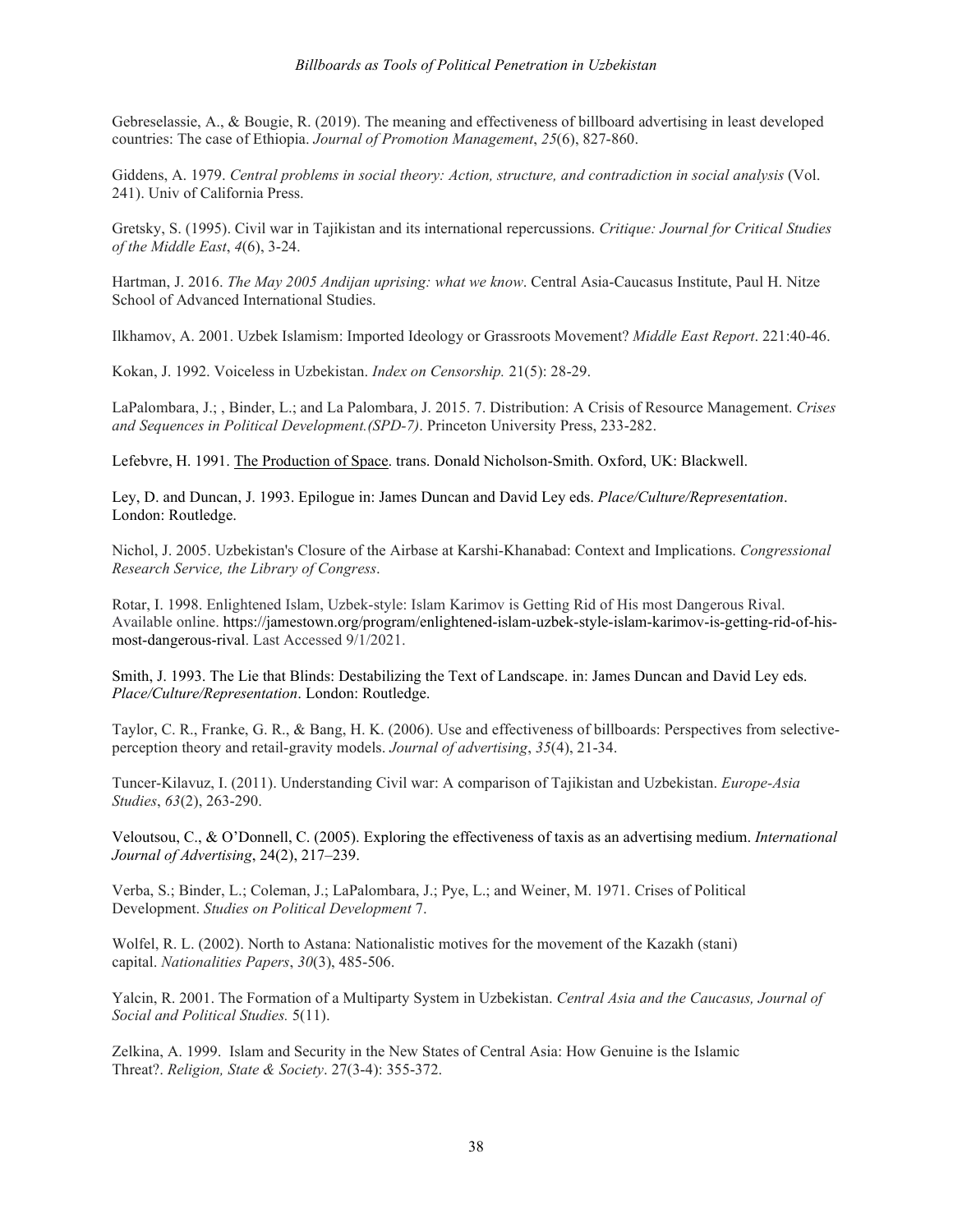Gebreselassie, A., & Bougie, R. (2019). The meaning and effectiveness of billboard advertising in least developed countries: The case of Ethiopia. *Journal of Promotion Management*, *25*(6), 827-860.

Giddens, A. 1979. *Central problems in social theory: Action, structure, and contradiction in social analysis* (Vol. 241). Univ of California Press.

Gretsky, S. (1995). Civil war in Tajikistan and its international repercussions. *Critique: Journal for Critical Studies of the Middle East*, *4*(6), 3-24.

Hartman, J. 2016. *The May 2005 Andijan uprising: what we know*. Central Asia-Caucasus Institute, Paul H. Nitze School of Advanced International Studies.

Ilkhamov, A. 2001. Uzbek Islamism: Imported Ideology or Grassroots Movement? *Middle East Report*. 221:40-46.

Kokan, J. 1992. Voiceless in Uzbekistan. *Index on Censorship.* 21(5): 28-29.

LaPalombara, J.; , Binder, L.; and La Palombara, J. 2015. 7. Distribution: A Crisis of Resource Management. *Crises and Sequences in Political Development.(SPD-7)*. Princeton University Press, 233-282.

Lefebvre, H. 1991. The Production of Space. trans. Donald Nicholson-Smith. Oxford, UK: Blackwell.

Ley, D. and Duncan, J. 1993. Epilogue in: James Duncan and David Ley eds. *Place/Culture/Representation*. London: Routledge.

Nichol, J. 2005. Uzbekistan's Closure of the Airbase at Karshi-Khanabad: Context and Implications. *Congressional Research Service, the Library of Congress*.

Rotar, I. 1998. Enlightened Islam, Uzbek-style: Islam Karimov is Getting Rid of His most Dangerous Rival. Available online. https://jamestown.org/program/enlightened-islam-uzbek-style-islam-karimov-is-getting-rid-of-his-most-dangerous-rival. Last Accessed 9/1/2021.

Smith, J. 1993. The Lie that Blinds: Destabilizing the Text of Landscape. in: James Duncan and David Ley eds. *Place/Culture/Representation*. London: Routledge.

Taylor, C. R., Franke, G. R., & Bang, H. K. (2006). Use and effectiveness of billboards: Perspectives from selective-perception theory and retail-gravity models. *Journal of advertising*, *35*(4), 21-34.

Tuncer-Kilavuz, I. (2011). Understanding Civil war: A comparison of Tajikistan and Uzbekistan. *Europe-Asia Studies*, *63*(2), 263-290.

Veloutsou, C., & O'Donnell, C. (2005). Exploring the effectiveness of taxis as an advertising medium. *International Journal of Advertising*, 24(2), 217–239.

Verba, S.; Binder, L.; Coleman, J.; LaPalombara, J.; Pye, L.; and Weiner, M. 1971. Crises of Political Development. *Studies on Political Development* 7.

Wolfel, R. L. (2002). North to Astana: Nationalistic motives for the movement of the Kazakh (stani) capital. *Nationalities Papers*, *30*(3), 485-506.

Yalcin, R. 2001. The Formation of a Multiparty System in Uzbekistan. *Central Asia and the Caucasus, Journal of Social and Political Studies.* 5(11).

Zelkina, A. 1999. Islam and Security in the New States of Central Asia: How Genuine is the Islamic Threat?. *Religion, State & Society*. 27(3-4): 355-372.